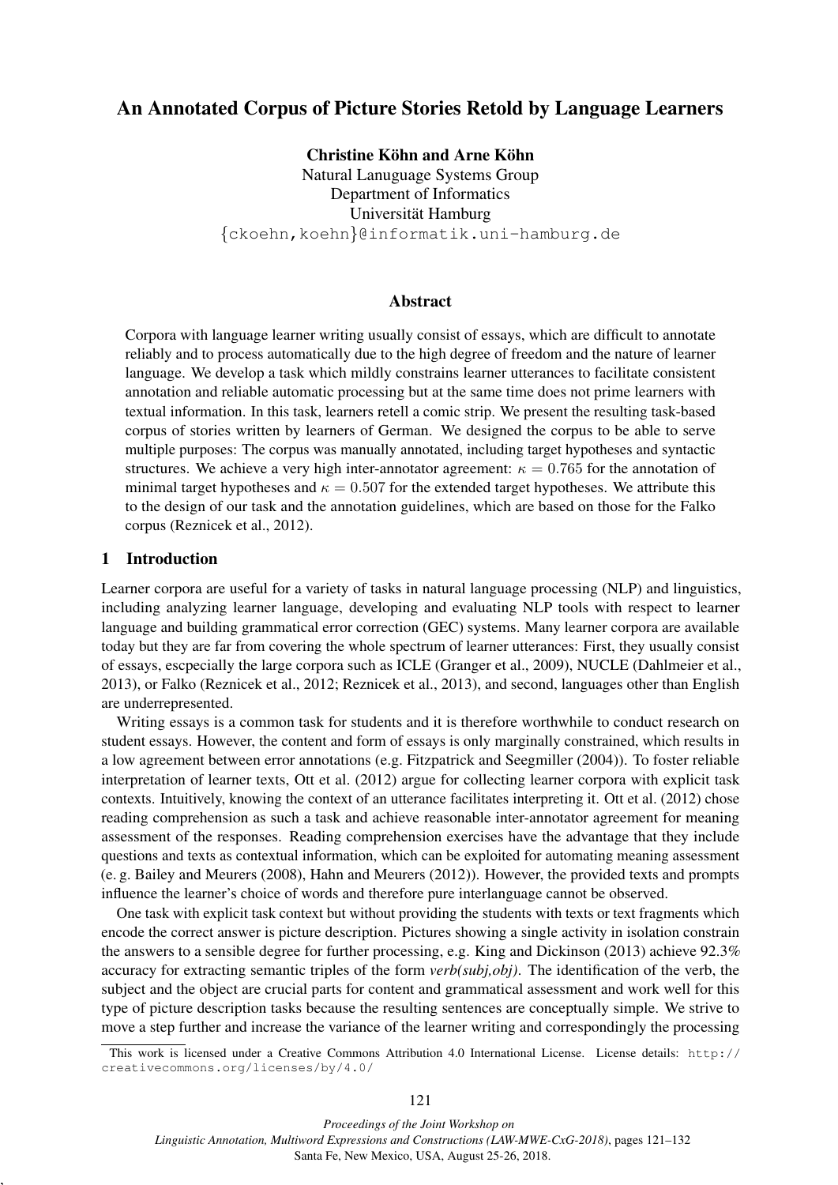# An Annotated Corpus of Picture Stories Retold by Language Learners

**Christine Köhn and Arne Köhn**
Natural Lanuguage Systems Group
Department of Informatics
Universität Hamburg
{ckoehn,koehn}@informatik.uni-hamburg.de

## Abstract

Corpora with language learner writing usually consist of essays, which are difficult to annotate reliably and to process automatically due to the high degree of freedom and the nature of learner language. We develop a task which mildly constrains learner utterances to facilitate consistent annotation and reliable automatic processing but at the same time does not prime learners with textual information. In this task, learners retell a comic strip. We present the resulting task-based corpus of stories written by learners of German. We designed the corpus to be able to serve multiple purposes: The corpus was manually annotated, including target hypotheses and syntactic structures. We achieve a very high inter-annotator agreement: $\kappa = 0.765$ for the annotation of minimal target hypotheses and $\kappa = 0.507$ for the extended target hypotheses. We attribute this to the design of our task and the annotation guidelines, which are based on those for the Falko corpus (Reznicek et al., 2012).

## 1 Introduction

Learner corpora are useful for a variety of tasks in natural language processing (NLP) and linguistics, including analyzing learner language, developing and evaluating NLP tools with respect to learner language and building grammatical error correction (GEC) systems. Many learner corpora are available today but they are far from covering the whole spectrum of learner utterances: First, they usually consist of essays, escpecially the large corpora such as ICLE (Granger et al., 2009), NUCLE (Dahlmeier et al., 2013), or Falko (Reznicek et al., 2012; Reznicek et al., 2013), and second, languages other than English are underrepresented.

Writing essays is a common task for students and it is therefore worthwhile to conduct research on student essays. However, the content and form of essays is only marginally constrained, which results in a low agreement between error annotations (e.g. Fitzpatrick and Seegmiller (2004)). To foster reliable interpretation of learner texts, Ott et al. (2012) argue for collecting learner corpora with explicit task contexts. Intuitively, knowing the context of an utterance facilitates interpreting it. Ott et al. (2012) chose reading comprehension as such a task and achieve reasonable inter-annotator agreement for meaning assessment of the responses. Reading comprehension exercises have the advantage that they include questions and texts as contextual information, which can be exploited for automating meaning assessment (e. g. Bailey and Meurers (2008), Hahn and Meurers (2012)). However, the provided texts and prompts influence the learner's choice of words and therefore pure interlanguage cannot be observed.

One task with explicit task context but without providing the students with texts or text fragments which encode the correct answer is picture description. Pictures showing a single activity in isolation constrain the answers to a sensible degree for further processing, e.g. King and Dickinson (2013) achieve 92.3% accuracy for extracting semantic triples of the form *verb(subj,obj)*. The identification of the verb, the subject and the object are crucial parts for content and grammatical assessment and work well for this type of picture description tasks because the resulting sentences are conceptually simple. We strive to move a step further and increase the variance of the learner writing and correspondingly the processing

This work is licensed under a Creative Commons Attribution 4.0 International License. License details: http://creativecommons.org/licenses/by/4.0/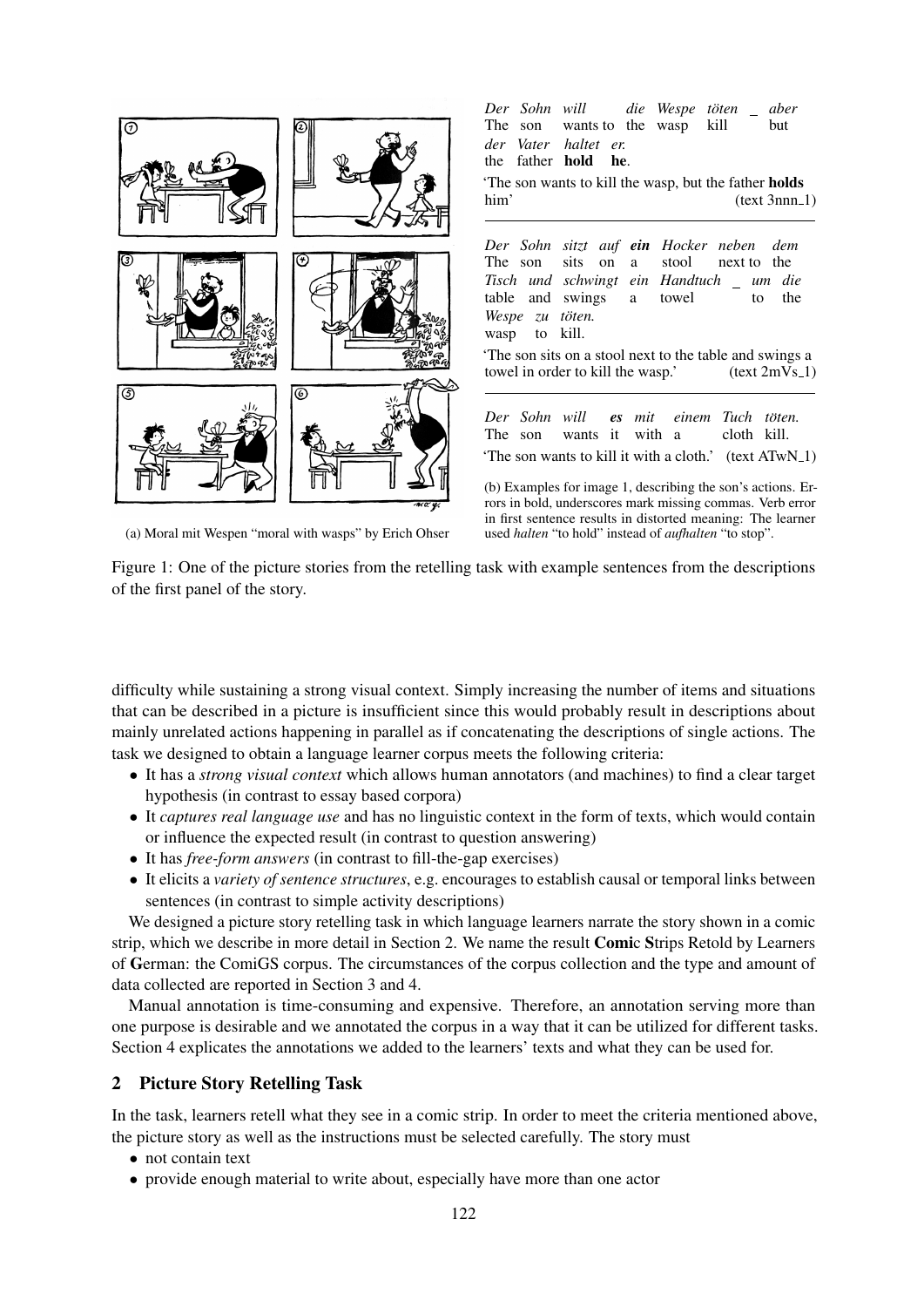(a) Moral mit Wespen "moral with wasps" by Erich Ohser

*Der Sohn will die Wespe töten _ aber der Vater* ***haltet er****.*
The son wants to the wasp kill but the father **hold he**.

'The son wants to kill the wasp, but the father **holds** him' (text 3nnn_1)

*Der Sohn sitzt auf* ***ein*** *Hocker neben dem Tisch und schwingt ein Handtuch _ um die Wespe zu töten.*
The son sits on a stool next to the table and swings a towel to the wasp to kill.

'The son sits on a stool next to the table and swings a towel in order to kill the wasp.' (text 2mVs_1)

*Der Sohn will* ***es*** *mit einem Tuch töten.*
The son wants it with a cloth kill.

'The son wants to kill it with a cloth.' (text ATwN_1)

(b) Examples for image 1, describing the son's actions. Errors in bold, underscores mark missing commas. Verb error in first sentence results in distorted meaning: The learner used *halten* "to hold" instead of *aufhalten* "to stop".

Figure 1: One of the picture stories from the retelling task with example sentences from the descriptions of the first panel of the story.

difficulty while sustaining a strong visual context. Simply increasing the number of items and situations that can be described in a picture is insufficient since this would probably result in descriptions about mainly unrelated actions happening in parallel as if concatenating the descriptions of single actions. The task we designed to obtain a language learner corpus meets the following criteria:

- It has a *strong visual context* which allows human annotators (and machines) to find a clear target hypothesis (in contrast to essay based corpora)
- It *captures real language use* and has no linguistic context in the form of texts, which would contain or influence the expected result (in contrast to question answering)
- It has *free-form answers* (in contrast to fill-the-gap exercises)
- It elicits a *variety of sentence structures*, e.g. encourages to establish causal or temporal links between sentences (in contrast to simple activity descriptions)

We designed a picture story retelling task in which language learners narrate the story shown in a comic strip, which we describe in more detail in Section 2. We name the result **Comi**c **S**trips Retold by Learners of **G**erman: the ComiGS corpus. The circumstances of the corpus collection and the type and amount of data collected are reported in Section 3 and 4.

Manual annotation is time-consuming and expensive. Therefore, an annotation serving more than one purpose is desirable and we annotated the corpus in a way that it can be utilized for different tasks. Section 4 explicates the annotations we added to the learners' texts and what they can be used for.

## 2 Picture Story Retelling Task

In the task, learners retell what they see in a comic strip. In order to meet the criteria mentioned above, the picture story as well as the instructions must be selected carefully. The story must

- not contain text
- provide enough material to write about, especially have more than one actor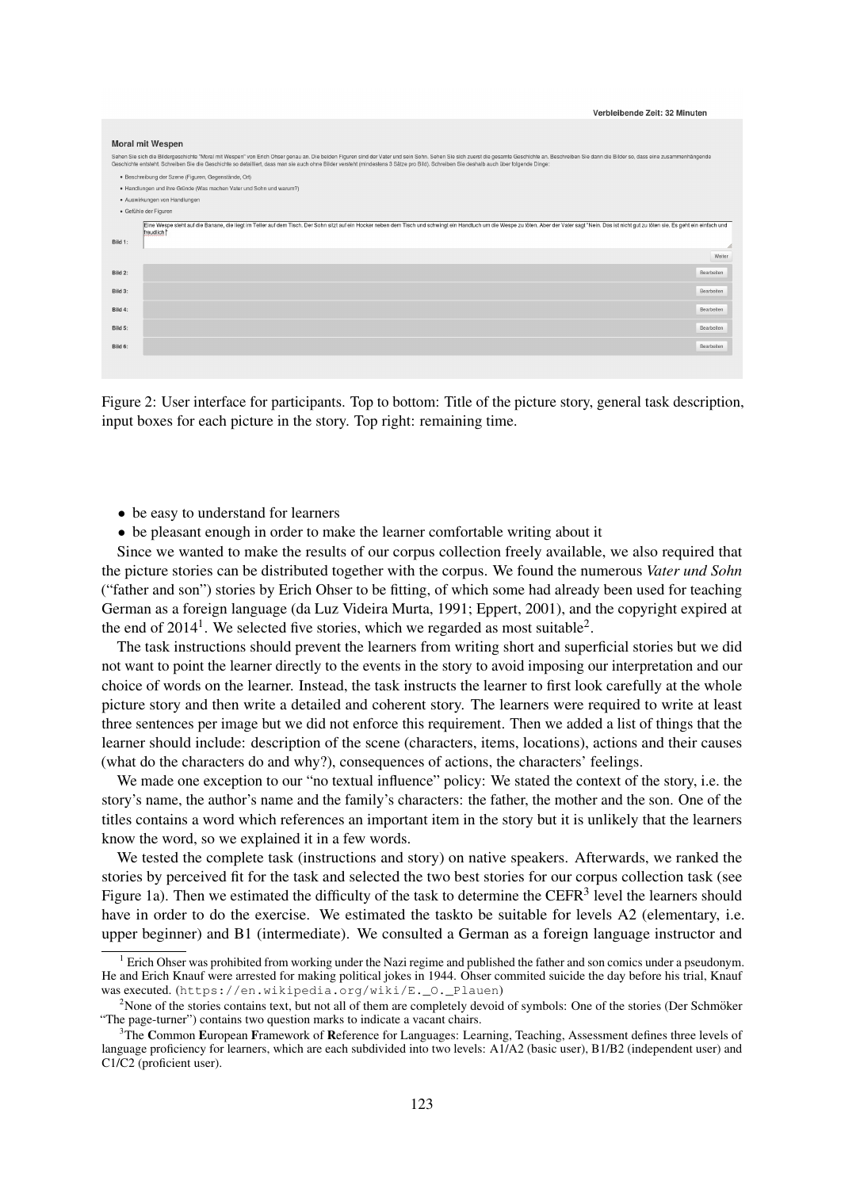Figure 2: User interface for participants. Top to bottom: Title of the picture story, general task description, input boxes for each picture in the story. Top right: remaining time.

- be easy to understand for learners
- be pleasant enough in order to make the learner comfortable writing about it

Since we wanted to make the results of our corpus collection freely available, we also required that the picture stories can be distributed together with the corpus. We found the numerous *Vater und Sohn* ("father and son") stories by Erich Ohser to be fitting, of which some had already been used for teaching German as a foreign language (da Luz Videira Murta, 1991; Eppert, 2001), and the copyright expired at the end of 2014[1]. We selected five stories, which we regarded as most suitable[2].

The task instructions should prevent the learners from writing short and superficial stories but we did not want to point the learner directly to the events in the story to avoid imposing our interpretation and our choice of words on the learner. Instead, the task instructs the learner to first look carefully at the whole picture story and then write a detailed and coherent story. The learners were required to write at least three sentences per image but we did not enforce this requirement. Then we added a list of things that the learner should include: description of the scene (characters, items, locations), actions and their causes (what do the characters do and why?), consequences of actions, the characters' feelings.

We made one exception to our "no textual influence" policy: We stated the context of the story, i.e. the story's name, the author's name and the family's characters: the father, the mother and the son. One of the titles contains a word which references an important item in the story but it is unlikely that the learners know the word, so we explained it in a few words.

We tested the complete task (instructions and story) on native speakers. Afterwards, we ranked the stories by perceived fit for the task and selected the two best stories for our corpus collection task (see Figure 1a). Then we estimated the difficulty of the task to determine the CEFR[3] level the learners should have in order to do the exercise. We estimated the taskto be suitable for levels A2 (elementary, i.e. upper beginner) and B1 (intermediate). We consulted a German as a foreign language instructor and

[1] Erich Ohser was prohibited from working under the Nazi regime and published the father and son comics under a pseudonym. He and Erich Knauf were arrested for making political jokes in 1944. Ohser commited suicide the day before his trial, Knauf was executed. (`https://en.wikipedia.org/wiki/E._O._Plauen`)

[2] None of the stories contains text, but not all of them are completely devoid of symbols: One of the stories (Der Schmöker "The page-turner") contains two question marks to indicate a vacant chairs.

[3] The **C**ommon **E**uropean **F**ramework of **R**eference for Languages: Learning, Teaching, Assessment defines three levels of language proficiency for learners, which are each subdivided into two levels: A1/A2 (basic user), B1/B2 (independent user) and C1/C2 (proficient user).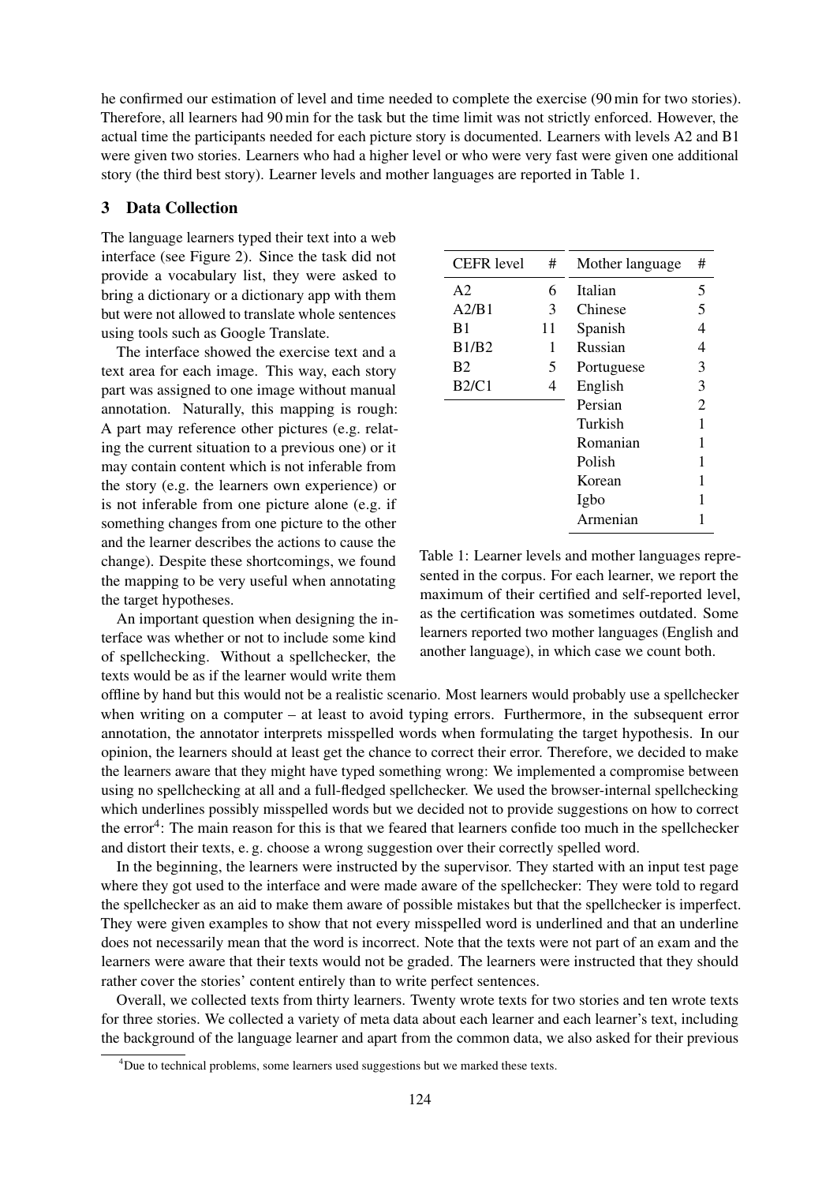he confirmed our estimation of level and time needed to complete the exercise (90 min for two stories). Therefore, all learners had 90 min for the task but the time limit was not strictly enforced. However, the actual time the participants needed for each picture story is documented. Learners with levels A2 and B1 were given two stories. Learners who had a higher level or who were very fast were given one additional story (the third best story). Learner levels and mother languages are reported in Table 1.

## 3 Data Collection

The language learners typed their text into a web interface (see Figure 2). Since the task did not provide a vocabulary list, they were asked to bring a dictionary or a dictionary app with them but were not allowed to translate whole sentences using tools such as Google Translate.

The interface showed the exercise text and a text area for each image. This way, each story part was assigned to one image without manual annotation. Naturally, this mapping is rough: A part may reference other pictures (e.g. relating the current situation to a previous one) or it may contain content which is not inferable from the story (e.g. the learners own experience) or is not inferable from one picture alone (e.g. if something changes from one picture to the other and the learner describes the actions to cause the change). Despite these shortcomings, we found the mapping to be very useful when annotating the target hypotheses.

| CEFR level | # |
|---|---|
| A2 | 6 |
| A2/B1 | 3 |
| B1 | 11 |
| B1/B2 | 1 |
| B2 | 5 |
| B2/C1 | 4 |

| Mother language | # |
|---|---|
| Italian | 5 |
| Chinese | 5 |
| Spanish | 4 |
| Russian | 4 |
| Portuguese | 3 |
| English | 3 |
| Persian | 2 |
| Turkish | 1 |
| Romanian | 1 |
| Polish | 1 |
| Korean | 1 |
| Igbo | 1 |
| Armenian | 1 |

Table 1: Learner levels and mother languages represented in the corpus. For each learner, we report the maximum of their certified and self-reported level, as the certification was sometimes outdated. Some learners reported two mother languages (English and another language), in which case we count both.

An important question when designing the interface was whether or not to include some kind of spellchecking. Without a spellchecker, the texts would be as if the learner would write them offline by hand but this would not be a realistic scenario. Most learners would probably use a spellchecker when writing on a computer – at least to avoid typing errors. Furthermore, in the subsequent error annotation, the annotator interprets misspelled words when formulating the target hypothesis. In our opinion, the learners should at least get the chance to correct their error. Therefore, we decided to make the learners aware that they might have typed something wrong: We implemented a compromise between using no spellchecking at all and a full-fledged spellchecker. We used the browser-internal spellchecking which underlines possibly misspelled words but we decided not to provide suggestions on how to correct the error[4]: The main reason for this is that we feared that learners confide too much in the spellchecker and distort their texts, e. g. choose a wrong suggestion over their correctly spelled word.

In the beginning, the learners were instructed by the supervisor. They started with an input test page where they got used to the interface and were made aware of the spellchecker: They were told to regard the spellchecker as an aid to make them aware of possible mistakes but that the spellchecker is imperfect. They were given examples to show that not every misspelled word is underlined and that an underline does not necessarily mean that the word is incorrect. Note that the texts were not part of an exam and the learners were aware that their texts would not be graded. The learners were instructed that they should rather cover the stories' content entirely than to write perfect sentences.

Overall, we collected texts from thirty learners. Twenty wrote texts for two stories and ten wrote texts for three stories. We collected a variety of meta data about each learner and each learner's text, including the background of the language learner and apart from the common data, we also asked for their previous

[4]Due to technical problems, some learners used suggestions but we marked these texts.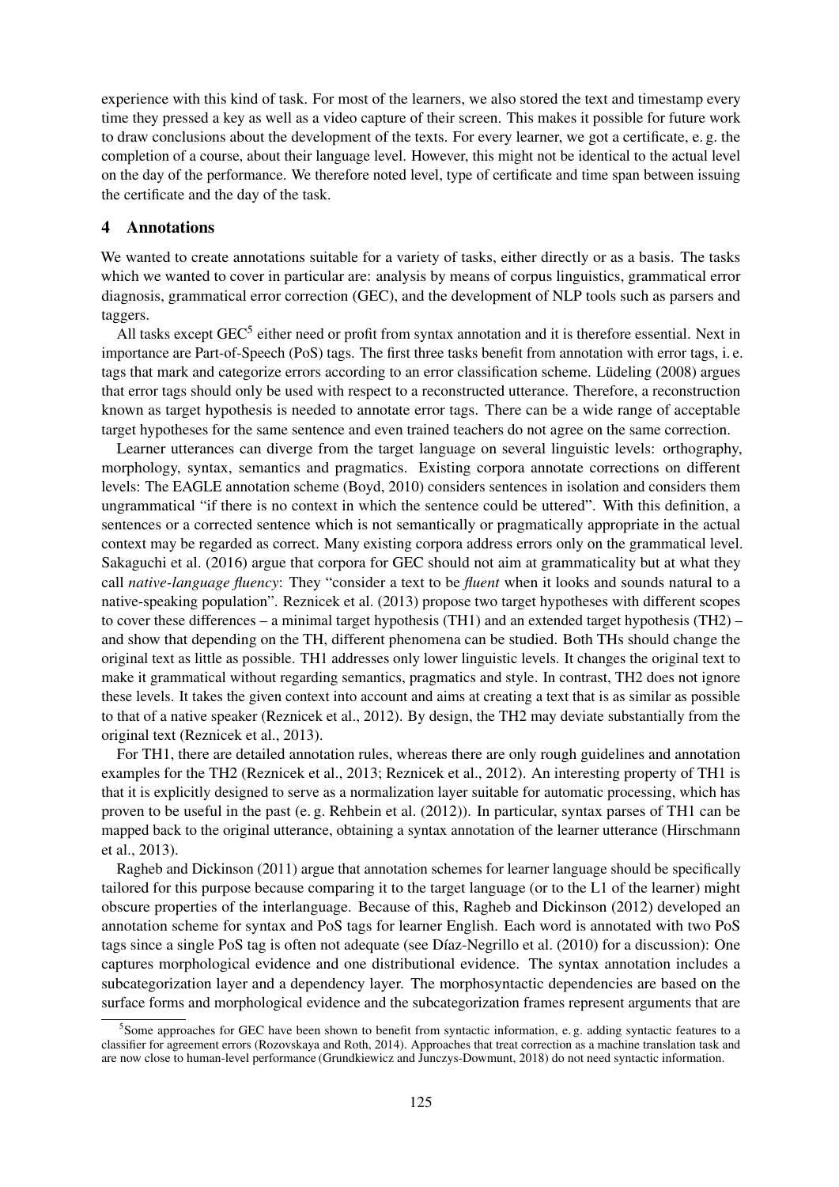experience with this kind of task. For most of the learners, we also stored the text and timestamp every time they pressed a key as well as a video capture of their screen. This makes it possible for future work to draw conclusions about the development of the texts. For every learner, we got a certificate, e. g. the completion of a course, about their language level. However, this might not be identical to the actual level on the day of the performance. We therefore noted level, type of certificate and time span between issuing the certificate and the day of the task.

## 4 Annotations

We wanted to create annotations suitable for a variety of tasks, either directly or as a basis. The tasks which we wanted to cover in particular are: analysis by means of corpus linguistics, grammatical error diagnosis, grammatical error correction (GEC), and the development of NLP tools such as parsers and taggers.

All tasks except GEC[5] either need or profit from syntax annotation and it is therefore essential. Next in importance are Part-of-Speech (PoS) tags. The first three tasks benefit from annotation with error tags, i. e. tags that mark and categorize errors according to an error classification scheme. Lüdeling (2008) argues that error tags should only be used with respect to a reconstructed utterance. Therefore, a reconstruction known as target hypothesis is needed to annotate error tags. There can be a wide range of acceptable target hypotheses for the same sentence and even trained teachers do not agree on the same correction.

Learner utterances can diverge from the target language on several linguistic levels: orthography, morphology, syntax, semantics and pragmatics. Existing corpora annotate corrections on different levels: The EAGLE annotation scheme (Boyd, 2010) considers sentences in isolation and considers them ungrammatical "if there is no context in which the sentence could be uttered". With this definition, a sentences or a corrected sentence which is not semantically or pragmatically appropriate in the actual context may be regarded as correct. Many existing corpora address errors only on the grammatical level. Sakaguchi et al. (2016) argue that corpora for GEC should not aim at grammaticality but at what they call *native-language fluency*: They "consider a text to be *fluent* when it looks and sounds natural to a native-speaking population". Reznicek et al. (2013) propose two target hypotheses with different scopes to cover these differences – a minimal target hypothesis (TH1) and an extended target hypothesis (TH2) – and show that depending on the TH, different phenomena can be studied. Both THs should change the original text as little as possible. TH1 addresses only lower linguistic levels. It changes the original text to make it grammatical without regarding semantics, pragmatics and style. In contrast, TH2 does not ignore these levels. It takes the given context into account and aims at creating a text that is as similar as possible to that of a native speaker (Reznicek et al., 2012). By design, the TH2 may deviate substantially from the original text (Reznicek et al., 2013).

For TH1, there are detailed annotation rules, whereas there are only rough guidelines and annotation examples for the TH2 (Reznicek et al., 2013; Reznicek et al., 2012). An interesting property of TH1 is that it is explicitly designed to serve as a normalization layer suitable for automatic processing, which has proven to be useful in the past (e. g. Rehbein et al. (2012)). In particular, syntax parses of TH1 can be mapped back to the original utterance, obtaining a syntax annotation of the learner utterance (Hirschmann et al., 2013).

Ragheb and Dickinson (2011) argue that annotation schemes for learner language should be specifically tailored for this purpose because comparing it to the target language (or to the L1 of the learner) might obscure properties of the interlanguage. Because of this, Ragheb and Dickinson (2012) developed an annotation scheme for syntax and PoS tags for learner English. Each word is annotated with two PoS tags since a single PoS tag is often not adequate (see Díaz-Negrillo et al. (2010) for a discussion): One captures morphological evidence and one distributional evidence. The syntax annotation includes a subcategorization layer and a dependency layer. The morphosyntactic dependencies are based on the surface forms and morphological evidence and the subcategorization frames represent arguments that are

[5] Some approaches for GEC have been shown to benefit from syntactic information, e. g. adding syntactic features to a classifier for agreement errors (Rozovskaya and Roth, 2014). Approaches that treat correction as a machine translation task and are now close to human-level performance (Grundkiewicz and Junczys-Dowmunt, 2018) do not need syntactic information.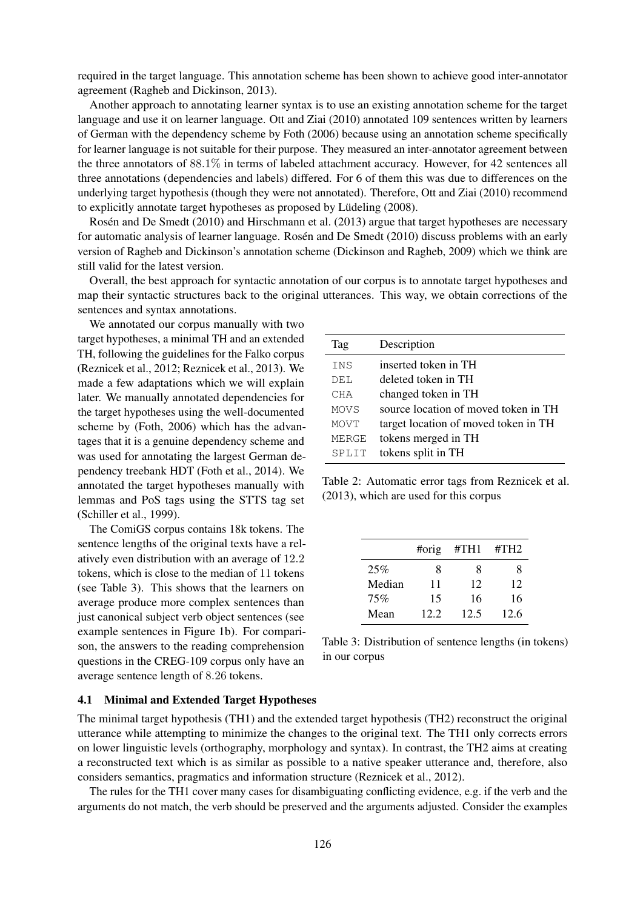required in the target language. This annotation scheme has been shown to achieve good inter-annotator agreement (Ragheb and Dickinson, 2013).

Another approach to annotating learner syntax is to use an existing annotation scheme for the target language and use it on learner language. Ott and Ziai (2010) annotated 109 sentences written by learners of German with the dependency scheme by Foth (2006) because using an annotation scheme specifically for learner language is not suitable for their purpose. They measured an inter-annotator agreement between the three annotators of $88.1\%$ in terms of labeled attachment accuracy. However, for 42 sentences all three annotations (dependencies and labels) differed. For 6 of them this was due to differences on the underlying target hypothesis (though they were not annotated). Therefore, Ott and Ziai (2010) recommend to explicitly annotate target hypotheses as proposed by Lüdeling (2008).

Rosén and De Smedt (2010) and Hirschmann et al. (2013) argue that target hypotheses are necessary for automatic analysis of learner language. Rosén and De Smedt (2010) discuss problems with an early version of Ragheb and Dickinson's annotation scheme (Dickinson and Ragheb, 2009) which we think are still valid for the latest version.

Overall, the best approach for syntactic annotation of our corpus is to annotate target hypotheses and map their syntactic structures back to the original utterances. This way, we obtain corrections of the sentences and syntax annotations.

We annotated our corpus manually with two target hypotheses, a minimal TH and an extended TH, following the guidelines for the Falko corpus (Reznicek et al., 2012; Reznicek et al., 2013). We made a few adaptations which we will explain later. We manually annotated dependencies for the target hypotheses using the well-documented scheme by (Foth, 2006) which has the advantages that it is a genuine dependency scheme and was used for annotating the largest German dependency treebank HDT (Foth et al., 2014). We annotated the target hypotheses manually with lemmas and PoS tags using the STTS tag set (Schiller et al., 1999).

| Tag | Description |
|---|---|
| INS | inserted token in TH |
| DEL | deleted token in TH |
| CHA | changed token in TH |
| MOVS | source location of moved token in TH |
| MOVT | target location of moved token in TH |
| MERGE | tokens merged in TH |
| SPLIT | tokens split in TH |

Table 2: Automatic error tags from Reznicek et al. (2013), which are used for this corpus

The ComiGS corpus contains 18k tokens. The sentence lengths of the original texts have a relatively even distribution with an average of $12.2$ tokens, which is close to the median of 11 tokens (see Table 3). This shows that the learners on average produce more complex sentences than just canonical subject verb object sentences (see example sentences in Figure 1b). For comparison, the answers to the reading comprehension questions in the CREG-109 corpus only have an average sentence length of $8.26$ tokens.

| | #orig | #TH1 | #TH2 |
|---|---|---|---|
| 25% | 8 | 8 | 8 |
| Median | 11 | 12 | 12 |
| 75% | 15 | 16 | 16 |
| Mean | 12.2 | 12.5 | 12.6 |

Table 3: Distribution of sentence lengths (in tokens) in our corpus

### 4.1 Minimal and Extended Target Hypotheses

The minimal target hypothesis (TH1) and the extended target hypothesis (TH2) reconstruct the original utterance while attempting to minimize the changes to the original text. The TH1 only corrects errors on lower linguistic levels (orthography, morphology and syntax). In contrast, the TH2 aims at creating a reconstructed text which is as similar as possible to a native speaker utterance and, therefore, also considers semantics, pragmatics and information structure (Reznicek et al., 2012).

The rules for the TH1 cover many cases for disambiguating conflicting evidence, e.g. if the verb and the arguments do not match, the verb should be preserved and the arguments adjusted. Consider the examples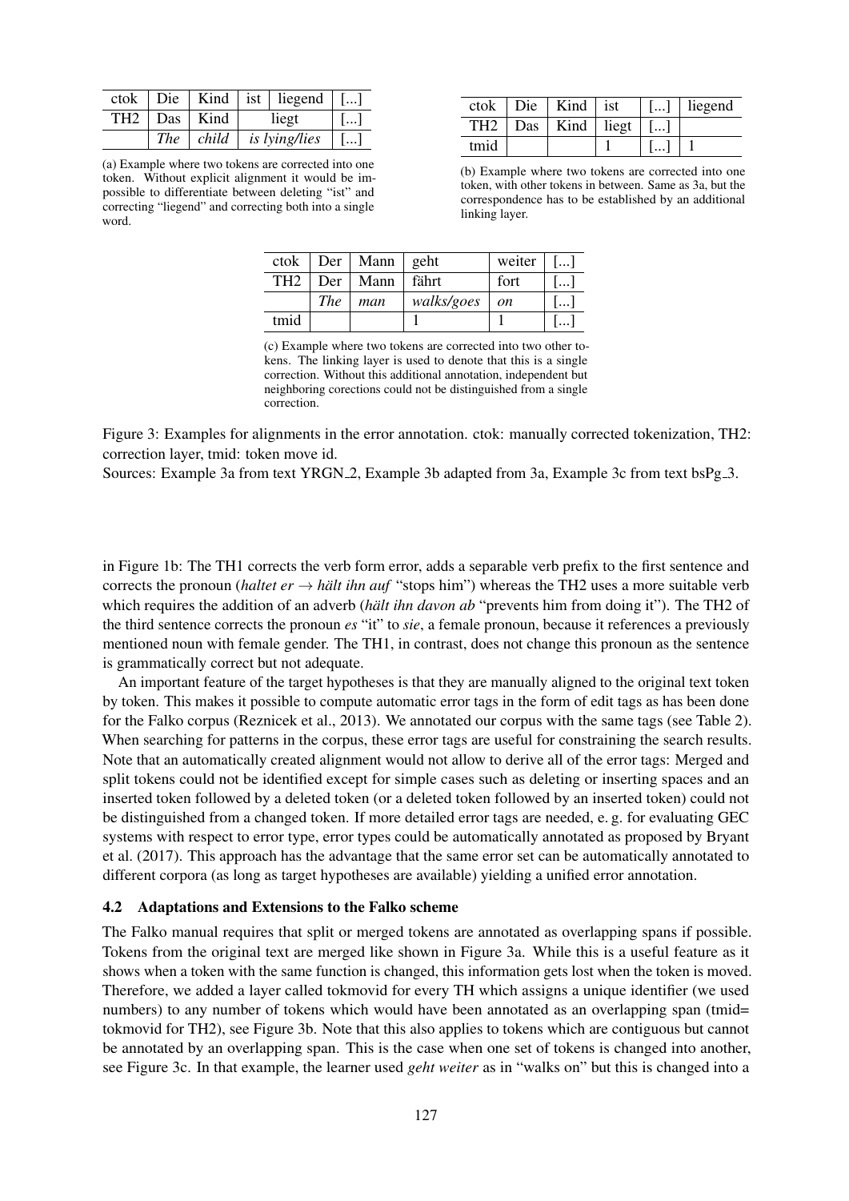| ctok | Die | Kind | ist | liegend | [...] |
|---|---|---|---|---|---|
| TH2 | Das | Kind | liegt | | [...] |
| | *The* | *child* | *is lying/lies* | | [...] |

(a) Example where two tokens are corrected into one token. Without explicit alignment it would be impossible to differentiate between deleting "ist" and correcting "liegend" and correcting both into a single word.

| ctok | Die | Kind | ist | [...] | liegend |
|---|---|---|---|---|---|
| TH2 | Das | Kind | liegt | [...] | |
| tmid | | | 1 | [...] | 1 |

(b) Example where two tokens are corrected into one token, with other tokens in between. Same as 3a, but the correspondence has to be established by an additional linking layer.

| ctok | Der | Mann | geht | weiter | [...] |
|---|---|---|---|---|---|
| TH2 | Der | Mann | fährt | fort | [...] |
| | *The* | *man* | *walks/goes* | *on* | [...] |
| tmid | | | 1 | 1 | [...] |

(c) Example where two tokens are corrected into two other tokens. The linking layer is used to denote that this is a single correction. Without this additional annotation, independent but neighboring corections could not be distinguished from a single correction.

Figure 3: Examples for alignments in the error annotation. ctok: manually corrected tokenization, TH2: correction layer, tmid: token move id.
Sources: Example 3a from text YRGN_2, Example 3b adapted from 3a, Example 3c from text bsPg_3.

in Figure 1b: The TH1 corrects the verb form error, adds a separable verb prefix to the first sentence and corrects the pronoun (*haltet er* → *hält ihn auf* "stops him") whereas the TH2 uses a more suitable verb which requires the addition of an adverb (*hält ihn davon ab* "prevents him from doing it"). The TH2 of the third sentence corrects the pronoun *es* "it" to *sie*, a female pronoun, because it references a previously mentioned noun with female gender. The TH1, in contrast, does not change this pronoun as the sentence is grammatically correct but not adequate.

An important feature of the target hypotheses is that they are manually aligned to the original text token by token. This makes it possible to compute automatic error tags in the form of edit tags as has been done for the Falko corpus (Reznicek et al., 2013). We annotated our corpus with the same tags (see Table 2). When searching for patterns in the corpus, these error tags are useful for constraining the search results. Note that an automatically created alignment would not allow to derive all of the error tags: Merged and split tokens could not be identified except for simple cases such as deleting or inserting spaces and an inserted token followed by a deleted token (or a deleted token followed by an inserted token) could not be distinguished from a changed token. If more detailed error tags are needed, e. g. for evaluating GEC systems with respect to error type, error types could be automatically annotated as proposed by Bryant et al. (2017). This approach has the advantage that the same error set can be automatically annotated to different corpora (as long as target hypotheses are available) yielding a unified error annotation.

### 4.2 Adaptations and Extensions to the Falko scheme

The Falko manual requires that split or merged tokens are annotated as overlapping spans if possible. Tokens from the original text are merged like shown in Figure 3a. While this is a useful feature as it shows when a token with the same function is changed, this information gets lost when the token is moved. Therefore, we added a layer called tokmovid for every TH which assigns a unique identifier (we used numbers) to any number of tokens which would have been annotated as an overlapping span (tmid= tokmovid for TH2), see Figure 3b. Note that this also applies to tokens which are contiguous but cannot be annotated by an overlapping span. This is the case when one set of tokens is changed into another, see Figure 3c. In that example, the learner used *geht weiter* as in "walks on" but this is changed into a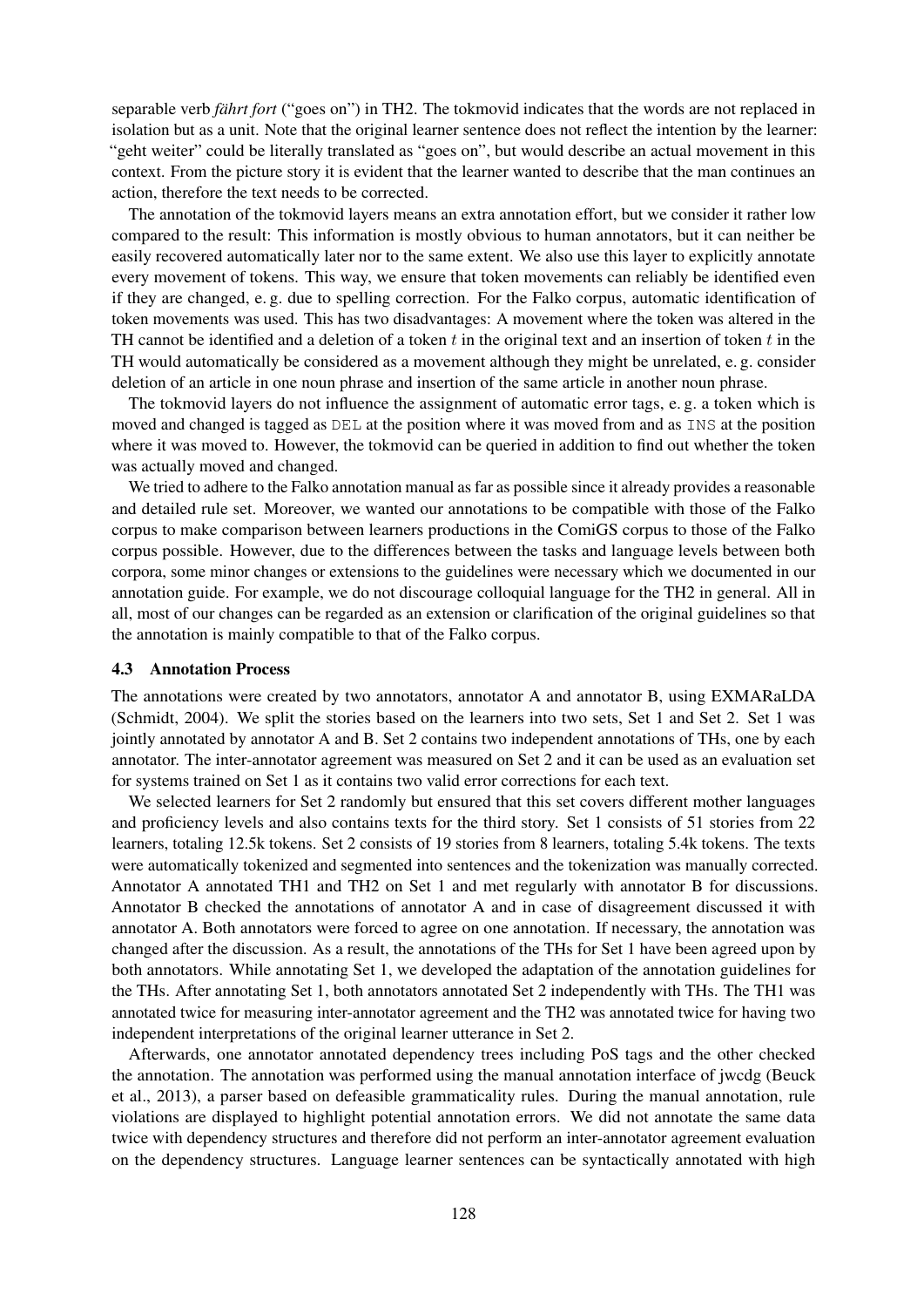separable verb *fährt fort* ("goes on") in TH2. The tokmovid indicates that the words are not replaced in isolation but as a unit. Note that the original learner sentence does not reflect the intention by the learner: "geht weiter" could be literally translated as "goes on", but would describe an actual movement in this context. From the picture story it is evident that the learner wanted to describe that the man continues an action, therefore the text needs to be corrected.

The annotation of the tokmovid layers means an extra annotation effort, but we consider it rather low compared to the result: This information is mostly obvious to human annotators, but it can neither be easily recovered automatically later nor to the same extent. We also use this layer to explicitly annotate every movement of tokens. This way, we ensure that token movements can reliably be identified even if they are changed, e. g. due to spelling correction. For the Falko corpus, automatic identification of token movements was used. This has two disadvantages: A movement where the token was altered in the TH cannot be identified and a deletion of a token $t$ in the original text and an insertion of token $t$ in the TH would automatically be considered as a movement although they might be unrelated, e. g. consider deletion of an article in one noun phrase and insertion of the same article in another noun phrase.

The tokmovid layers do not influence the assignment of automatic error tags, e. g. a token which is moved and changed is tagged as `DEL` at the position where it was moved from and as `INS` at the position where it was moved to. However, the tokmovid can be queried in addition to find out whether the token was actually moved and changed.

We tried to adhere to the Falko annotation manual as far as possible since it already provides a reasonable and detailed rule set. Moreover, we wanted our annotations to be compatible with those of the Falko corpus to make comparison between learners productions in the ComiGS corpus to those of the Falko corpus possible. However, due to the differences between the tasks and language levels between both corpora, some minor changes or extensions to the guidelines were necessary which we documented in our annotation guide. For example, we do not discourage colloquial language for the TH2 in general. All in all, most of our changes can be regarded as an extension or clarification of the original guidelines so that the annotation is mainly compatible to that of the Falko corpus.

### 4.3 Annotation Process

The annotations were created by two annotators, annotator A and annotator B, using EXMARaLDA (Schmidt, 2004). We split the stories based on the learners into two sets, Set 1 and Set 2. Set 1 was jointly annotated by annotator A and B. Set 2 contains two independent annotations of THs, one by each annotator. The inter-annotator agreement was measured on Set 2 and it can be used as an evaluation set for systems trained on Set 1 as it contains two valid error corrections for each text.

We selected learners for Set 2 randomly but ensured that this set covers different mother languages and proficiency levels and also contains texts for the third story. Set 1 consists of 51 stories from 22 learners, totaling 12.5k tokens. Set 2 consists of 19 stories from 8 learners, totaling 5.4k tokens. The texts were automatically tokenized and segmented into sentences and the tokenization was manually corrected. Annotator A annotated TH1 and TH2 on Set 1 and met regularly with annotator B for discussions. Annotator B checked the annotations of annotator A and in case of disagreement discussed it with annotator A. Both annotators were forced to agree on one annotation. If necessary, the annotation was changed after the discussion. As a result, the annotations of the THs for Set 1 have been agreed upon by both annotators. While annotating Set 1, we developed the adaptation of the annotation guidelines for the THs. After annotating Set 1, both annotators annotated Set 2 independently with THs. The TH1 was annotated twice for measuring inter-annotator agreement and the TH2 was annotated twice for having two independent interpretations of the original learner utterance in Set 2.

Afterwards, one annotator annotated dependency trees including PoS tags and the other checked the annotation. The annotation was performed using the manual annotation interface of jwcdg (Beuck et al., 2013), a parser based on defeasible grammaticality rules. During the manual annotation, rule violations are displayed to highlight potential annotation errors. We did not annotate the same data twice with dependency structures and therefore did not perform an inter-annotator agreement evaluation on the dependency structures. Language learner sentences can be syntactically annotated with high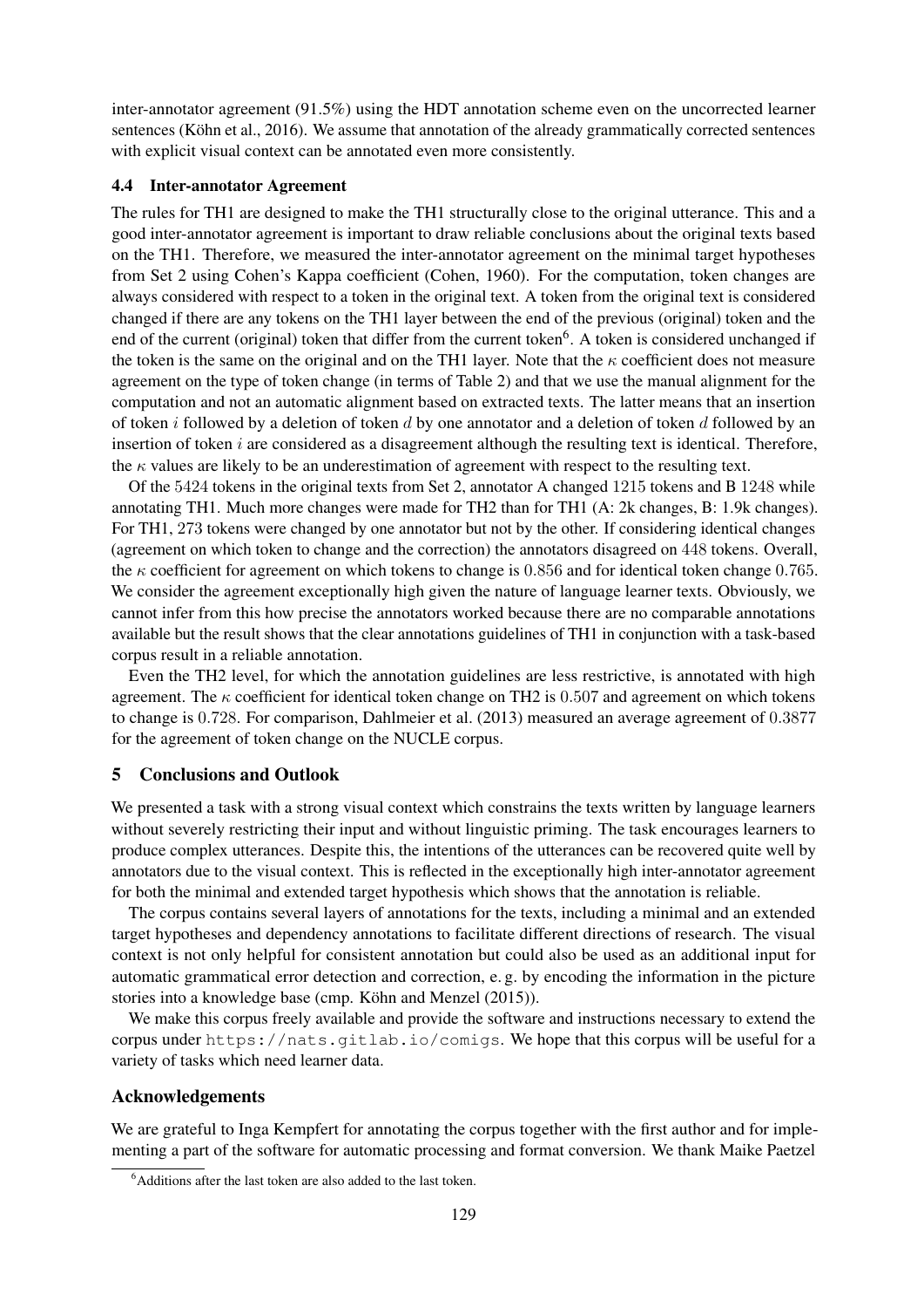inter-annotator agreement (91.5%) using the HDT annotation scheme even on the uncorrected learner sentences (Köhn et al., 2016). We assume that annotation of the already grammatically corrected sentences with explicit visual context can be annotated even more consistently.

### 4.4 Inter-annotator Agreement

The rules for TH1 are designed to make the TH1 structurally close to the original utterance. This and a good inter-annotator agreement is important to draw reliable conclusions about the original texts based on the TH1. Therefore, we measured the inter-annotator agreement on the minimal target hypotheses from Set 2 using Cohen's Kappa coefficient (Cohen, 1960). For the computation, token changes are always considered with respect to a token in the original text. A token from the original text is considered changed if there are any tokens on the TH1 layer between the end of the previous (original) token and the end of the current (original) token that differ from the current token[6]. A token is considered unchanged if the token is the same on the original and on the TH1 layer. Note that the $\kappa$ coefficient does not measure agreement on the type of token change (in terms of Table 2) and that we use the manual alignment for the computation and not an automatic alignment based on extracted texts. The latter means that an insertion of token $i$ followed by a deletion of token $d$ by one annotator and a deletion of token $d$ followed by an insertion of token $i$ are considered as a disagreement although the resulting text is identical. Therefore, the $\kappa$ values are likely to be an underestimation of agreement with respect to the resulting text.

Of the 5424 tokens in the original texts from Set 2, annotator A changed 1215 tokens and B 1248 while annotating TH1. Much more changes were made for TH2 than for TH1 (A: 2k changes, B: 1.9k changes). For TH1, 273 tokens were changed by one annotator but not by the other. If considering identical changes (agreement on which token to change and the correction) the annotators disagreed on 448 tokens. Overall, the $\kappa$ coefficient for agreement on which tokens to change is 0.856 and for identical token change 0.765. We consider the agreement exceptionally high given the nature of language learner texts. Obviously, we cannot infer from this how precise the annotators worked because there are no comparable annotations available but the result shows that the clear annotations guidelines of TH1 in conjunction with a task-based corpus result in a reliable annotation.

Even the TH2 level, for which the annotation guidelines are less restrictive, is annotated with high agreement. The $\kappa$ coefficient for identical token change on TH2 is 0.507 and agreement on which tokens to change is 0.728. For comparison, Dahlmeier et al. (2013) measured an average agreement of 0.3877 for the agreement of token change on the NUCLE corpus.

## 5 Conclusions and Outlook

We presented a task with a strong visual context which constrains the texts written by language learners without severely restricting their input and without linguistic priming. The task encourages learners to produce complex utterances. Despite this, the intentions of the utterances can be recovered quite well by annotators due to the visual context. This is reflected in the exceptionally high inter-annotator agreement for both the minimal and extended target hypothesis which shows that the annotation is reliable.

The corpus contains several layers of annotations for the texts, including a minimal and an extended target hypotheses and dependency annotations to facilitate different directions of research. The visual context is not only helpful for consistent annotation but could also be used as an additional input for automatic grammatical error detection and correction, e. g. by encoding the information in the picture stories into a knowledge base (cmp. Köhn and Menzel (2015)).

We make this corpus freely available and provide the software and instructions necessary to extend the corpus under `https://nats.gitlab.io/comigs`. We hope that this corpus will be useful for a variety of tasks which need learner data.

## Acknowledgements

We are grateful to Inga Kempfert for annotating the corpus together with the first author and for implementing a part of the software for automatic processing and format conversion. We thank Maike Paetzel

[6] Additions after the last token are also added to the last token.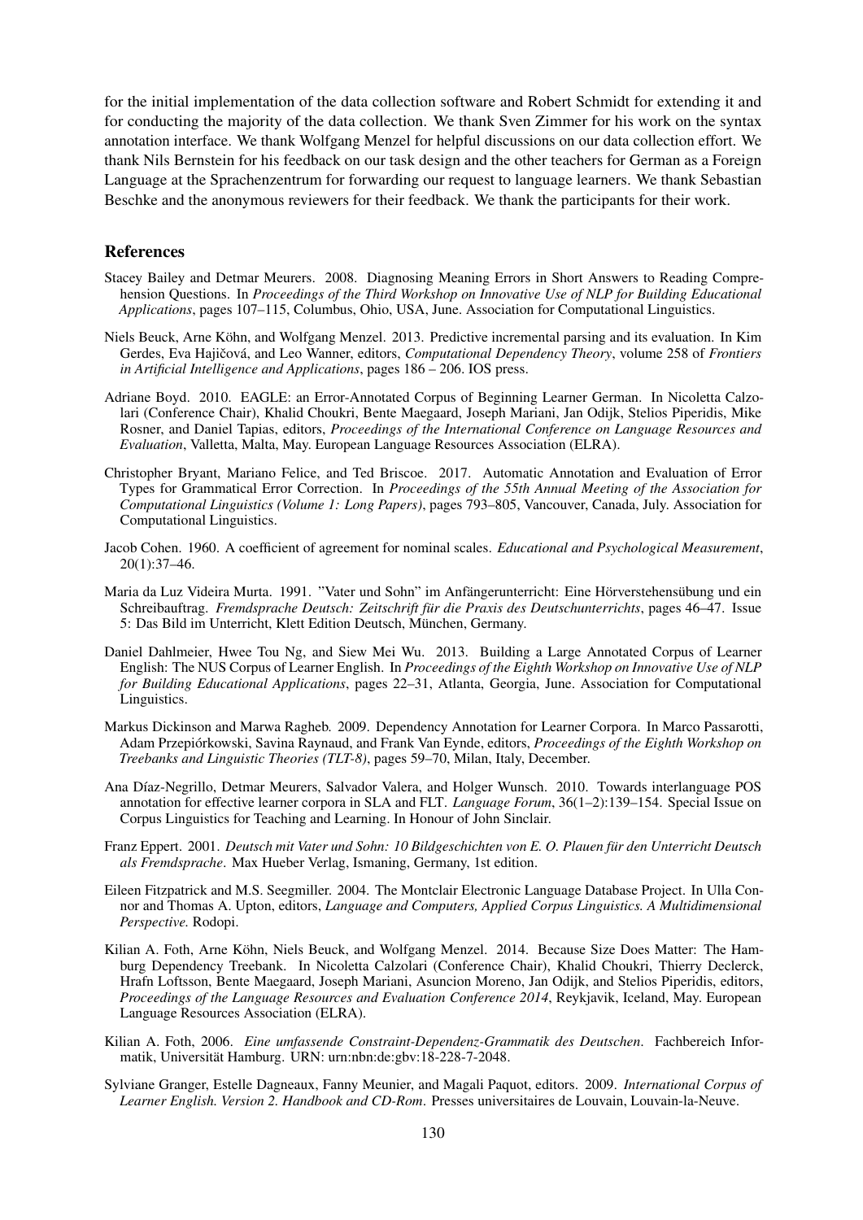for the initial implementation of the data collection software and Robert Schmidt for extending it and for conducting the majority of the data collection. We thank Sven Zimmer for his work on the syntax annotation interface. We thank Wolfgang Menzel for helpful discussions on our data collection effort. We thank Nils Bernstein for his feedback on our task design and the other teachers for German as a Foreign Language at the Sprachenzentrum for forwarding our request to language learners. We thank Sebastian Beschke and the anonymous reviewers for their feedback. We thank the participants for their work.

## References

Stacey Bailey and Detmar Meurers. 2008. Diagnosing Meaning Errors in Short Answers to Reading Comprehension Questions. In *Proceedings of the Third Workshop on Innovative Use of NLP for Building Educational Applications*, pages 107–115, Columbus, Ohio, USA, June. Association for Computational Linguistics.

Niels Beuck, Arne Köhn, and Wolfgang Menzel. 2013. Predictive incremental parsing and its evaluation. In Kim Gerdes, Eva Hajičová, and Leo Wanner, editors, *Computational Dependency Theory*, volume 258 of *Frontiers in Artificial Intelligence and Applications*, pages 186 – 206. IOS press.

Adriane Boyd. 2010. EAGLE: an Error-Annotated Corpus of Beginning Learner German. In Nicoletta Calzolari (Conference Chair), Khalid Choukri, Bente Maegaard, Joseph Mariani, Jan Odijk, Stelios Piperidis, Mike Rosner, and Daniel Tapias, editors, *Proceedings of the International Conference on Language Resources and Evaluation*, Valletta, Malta, May. European Language Resources Association (ELRA).

Christopher Bryant, Mariano Felice, and Ted Briscoe. 2017. Automatic Annotation and Evaluation of Error Types for Grammatical Error Correction. In *Proceedings of the 55th Annual Meeting of the Association for Computational Linguistics (Volume 1: Long Papers)*, pages 793–805, Vancouver, Canada, July. Association for Computational Linguistics.

Jacob Cohen. 1960. A coefficient of agreement for nominal scales. *Educational and Psychological Measurement*, 20(1):37–46.

Maria da Luz Videira Murta. 1991. "Vater und Sohn" im Anfängerunterricht: Eine Hörverstehensübung und ein Schreibauftrag. *Fremdsprache Deutsch: Zeitschrift für die Praxis des Deutschunterrichts*, pages 46–47. Issue 5: Das Bild im Unterricht, Klett Edition Deutsch, München, Germany.

Daniel Dahlmeier, Hwee Tou Ng, and Siew Mei Wu. 2013. Building a Large Annotated Corpus of Learner English: The NUS Corpus of Learner English. In *Proceedings of the Eighth Workshop on Innovative Use of NLP for Building Educational Applications*, pages 22–31, Atlanta, Georgia, June. Association for Computational Linguistics.

Markus Dickinson and Marwa Ragheb. 2009. Dependency Annotation for Learner Corpora. In Marco Passarotti, Adam Przepiórkowski, Savina Raynaud, and Frank Van Eynde, editors, *Proceedings of the Eighth Workshop on Treebanks and Linguistic Theories (TLT-8)*, pages 59–70, Milan, Italy, December.

Ana Díaz-Negrillo, Detmar Meurers, Salvador Valera, and Holger Wunsch. 2010. Towards interlanguage POS annotation for effective learner corpora in SLA and FLT. *Language Forum*, 36(1–2):139–154. Special Issue on Corpus Linguistics for Teaching and Learning. In Honour of John Sinclair.

Franz Eppert. 2001. *Deutsch mit Vater und Sohn: 10 Bildgeschichten von E. O. Plauen für den Unterricht Deutsch als Fremdsprache*. Max Hueber Verlag, Ismaning, Germany, 1st edition.

Eileen Fitzpatrick and M.S. Seegmiller. 2004. The Montclair Electronic Language Database Project. In Ulla Connor and Thomas A. Upton, editors, *Language and Computers, Applied Corpus Linguistics. A Multidimensional Perspective.* Rodopi.

Kilian A. Foth, Arne Köhn, Niels Beuck, and Wolfgang Menzel. 2014. Because Size Does Matter: The Hamburg Dependency Treebank. In Nicoletta Calzolari (Conference Chair), Khalid Choukri, Thierry Declerck, Hrafn Loftsson, Bente Maegaard, Joseph Mariani, Asuncion Moreno, Jan Odijk, and Stelios Piperidis, editors, *Proceedings of the Language Resources and Evaluation Conference 2014*, Reykjavik, Iceland, May. European Language Resources Association (ELRA).

Kilian A. Foth, 2006. *Eine umfassende Constraint-Dependenz-Grammatik des Deutschen*. Fachbereich Informatik, Universität Hamburg. URN: urn:nbn:de:gbv:18-228-7-2048.

Sylviane Granger, Estelle Dagneaux, Fanny Meunier, and Magali Paquot, editors. 2009. *International Corpus of Learner English. Version 2. Handbook and CD-Rom*. Presses universitaires de Louvain, Louvain-la-Neuve.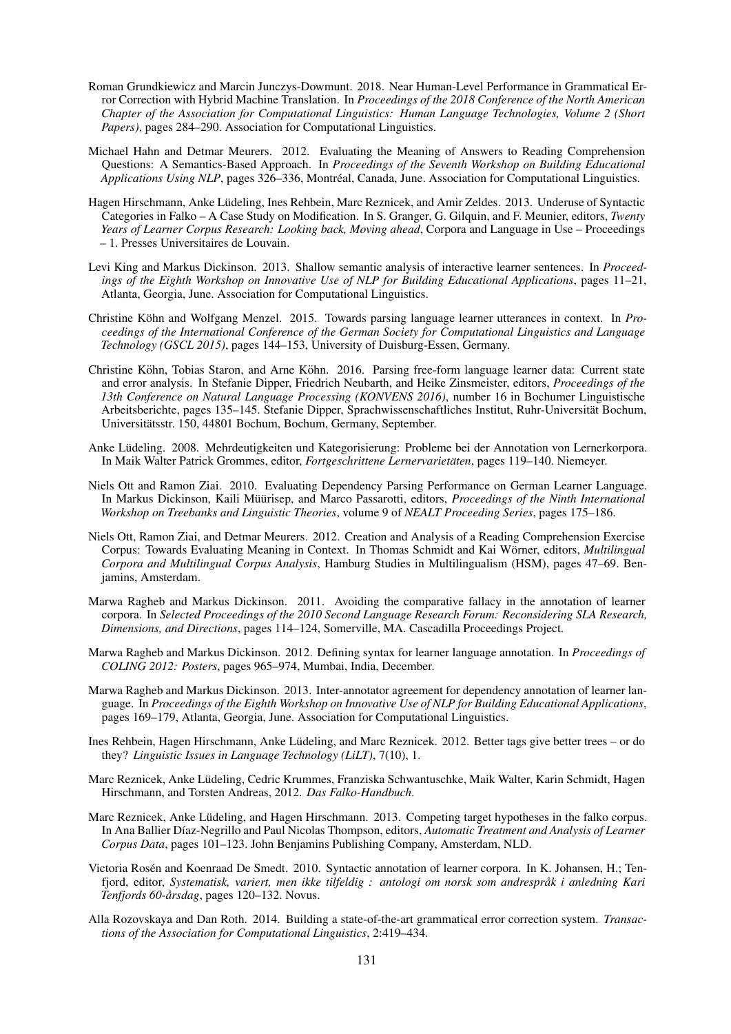Roman Grundkiewicz and Marcin Junczys-Dowmunt. 2018. Near Human-Level Performance in Grammatical Error Correction with Hybrid Machine Translation. In *Proceedings of the 2018 Conference of the North American Chapter of the Association for Computational Linguistics: Human Language Technologies, Volume 2 (Short Papers)*, pages 284–290. Association for Computational Linguistics.

Michael Hahn and Detmar Meurers. 2012. Evaluating the Meaning of Answers to Reading Comprehension Questions: A Semantics-Based Approach. In *Proceedings of the Seventh Workshop on Building Educational Applications Using NLP*, pages 326–336, Montréal, Canada, June. Association for Computational Linguistics.

Hagen Hirschmann, Anke Lüdeling, Ines Rehbein, Marc Reznicek, and Amir Zeldes. 2013. Underuse of Syntactic Categories in Falko – A Case Study on Modification. In S. Granger, G. Gilquin, and F. Meunier, editors, *Twenty Years of Learner Corpus Research: Looking back, Moving ahead*, Corpora and Language in Use – Proceedings – 1. Presses Universitaires de Louvain.

Levi King and Markus Dickinson. 2013. Shallow semantic analysis of interactive learner sentences. In *Proceedings of the Eighth Workshop on Innovative Use of NLP for Building Educational Applications*, pages 11–21, Atlanta, Georgia, June. Association for Computational Linguistics.

Christine Köhn and Wolfgang Menzel. 2015. Towards parsing language learner utterances in context. In *Proceedings of the International Conference of the German Society for Computational Linguistics and Language Technology (GSCL 2015)*, pages 144–153, University of Duisburg-Essen, Germany.

Christine Köhn, Tobias Staron, and Arne Köhn. 2016. Parsing free-form language learner data: Current state and error analysis. In Stefanie Dipper, Friedrich Neubarth, and Heike Zinsmeister, editors, *Proceedings of the 13th Conference on Natural Language Processing (KONVENS 2016)*, number 16 in Bochumer Linguistische Arbeitsberichte, pages 135–145. Stefanie Dipper, Sprachwissenschaftliches Institut, Ruhr-Universität Bochum, Universitätsstr. 150, 44801 Bochum, Bochum, Germany, September.

Anke Lüdeling. 2008. Mehrdeutigkeiten und Kategorisierung: Probleme bei der Annotation von Lernerkorpora. In Maik Walter Patrick Grommes, editor, *Fortgeschrittene Lernervarietäten*, pages 119–140. Niemeyer.

Niels Ott and Ramon Ziai. 2010. Evaluating Dependency Parsing Performance on German Learner Language. In Markus Dickinson, Kaili Müürisep, and Marco Passarotti, editors, *Proceedings of the Ninth International Workshop on Treebanks and Linguistic Theories*, volume 9 of *NEALT Proceeding Series*, pages 175–186.

Niels Ott, Ramon Ziai, and Detmar Meurers. 2012. Creation and Analysis of a Reading Comprehension Exercise Corpus: Towards Evaluating Meaning in Context. In Thomas Schmidt and Kai Wörner, editors, *Multilingual Corpora and Multilingual Corpus Analysis*, Hamburg Studies in Multilingualism (HSM), pages 47–69. Benjamins, Amsterdam.

Marwa Ragheb and Markus Dickinson. 2011. Avoiding the comparative fallacy in the annotation of learner corpora. In *Selected Proceedings of the 2010 Second Language Research Forum: Reconsidering SLA Research, Dimensions, and Directions*, pages 114–124, Somerville, MA. Cascadilla Proceedings Project.

Marwa Ragheb and Markus Dickinson. 2012. Defining syntax for learner language annotation. In *Proceedings of COLING 2012: Posters*, pages 965–974, Mumbai, India, December.

Marwa Ragheb and Markus Dickinson. 2013. Inter-annotator agreement for dependency annotation of learner language. In *Proceedings of the Eighth Workshop on Innovative Use of NLP for Building Educational Applications*, pages 169–179, Atlanta, Georgia, June. Association for Computational Linguistics.

Ines Rehbein, Hagen Hirschmann, Anke Lüdeling, and Marc Reznicek. 2012. Better tags give better trees – or do they? *Linguistic Issues in Language Technology (LiLT)*, 7(10), 1.

Marc Reznicek, Anke Lüdeling, Cedric Krummes, Franziska Schwantuschke, Maik Walter, Karin Schmidt, Hagen Hirschmann, and Torsten Andreas, 2012. *Das Falko-Handbuch*.

Marc Reznicek, Anke Lüdeling, and Hagen Hirschmann. 2013. Competing target hypotheses in the falko corpus. In Ana Ballier Díaz-Negrillo and Paul Nicolas Thompson, editors, *Automatic Treatment and Analysis of Learner Corpus Data*, pages 101–123. John Benjamins Publishing Company, Amsterdam, NLD.

Victoria Rosén and Koenraad De Smedt. 2010. Syntactic annotation of learner corpora. In K. Johansen, H.; Tenfjord, editor, *Systematisk, variert, men ikke tilfeldig : antologi om norsk som andrespråk i anledning Kari Tenfjords 60-årsdag*, pages 120–132. Novus.

Alla Rozovskaya and Dan Roth. 2014. Building a state-of-the-art grammatical error correction system. *Transactions of the Association for Computational Linguistics*, 2:419–434.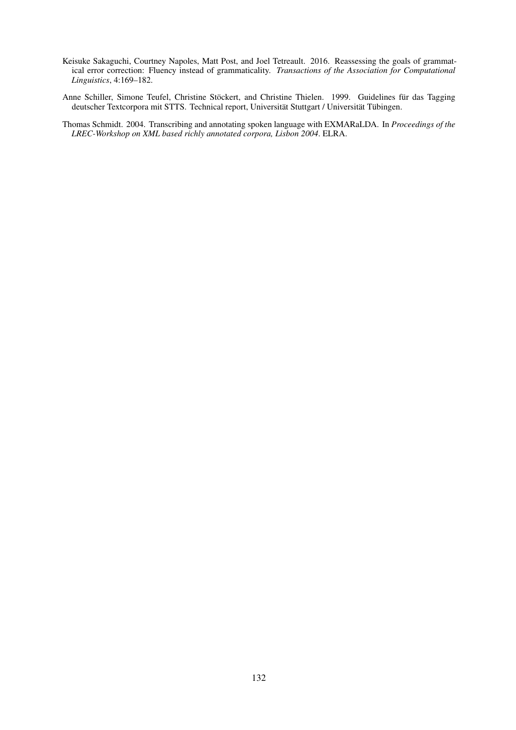Keisuke Sakaguchi, Courtney Napoles, Matt Post, and Joel Tetreault. 2016. Reassessing the goals of grammatical error correction: Fluency instead of grammaticality. *Transactions of the Association for Computational Linguistics*, 4:169–182.

Anne Schiller, Simone Teufel, Christine Stöckert, and Christine Thielen. 1999. Guidelines für das Tagging deutscher Textcorpora mit STTS. Technical report, Universität Stuttgart / Universität Tübingen.

Thomas Schmidt. 2004. Transcribing and annotating spoken language with EXMARaLDA. In *Proceedings of the LREC-Workshop on XML based richly annotated corpora, Lisbon 2004*. ELRA.